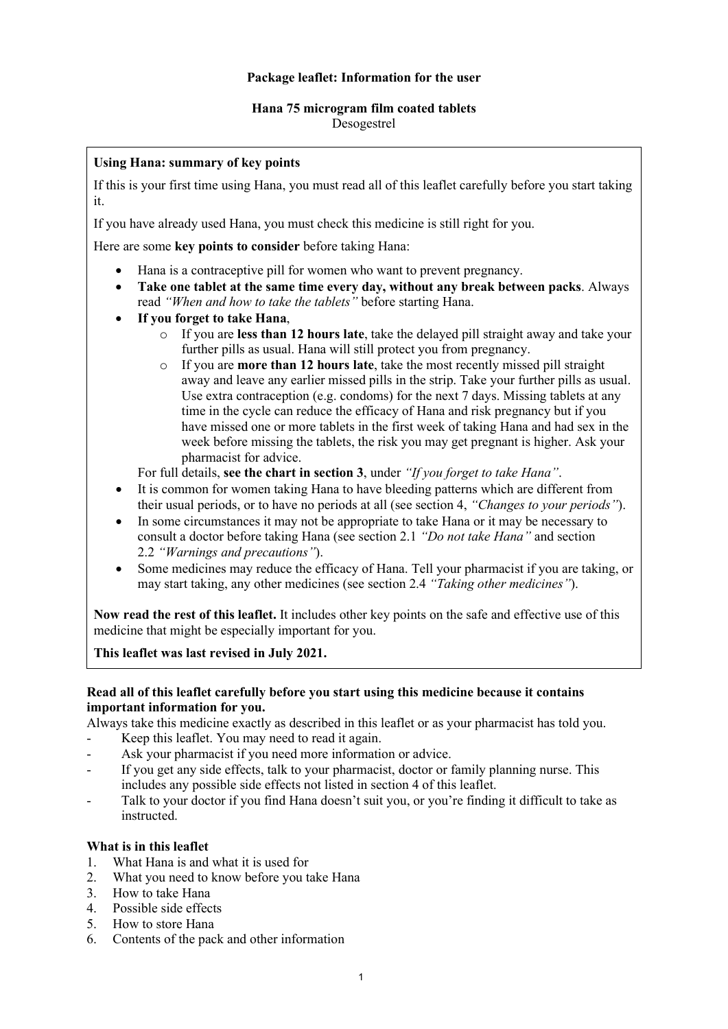**Package leaflet: Information for the user**

**Hana 75 microgram film coated tablets**
Desogestrel

**Using Hana: summary of key points**

If this is your first time using Hana, you must read all of this leaflet carefully before you start taking it.

If you have already used Hana, you must check this medicine is still right for you.

Here are some **key points to consider** before taking Hana:

- Hana is a contraceptive pill for women who want to prevent pregnancy.
- **Take one tablet at the same time every day, without any break between packs**. Always read *"When and how to take the tablets"* before starting Hana.
- **If you forget to take Hana**,
  - If you are **less than 12 hours late**, take the delayed pill straight away and take your further pills as usual. Hana will still protect you from pregnancy.
  - If you are **more than 12 hours late**, take the most recently missed pill straight away and leave any earlier missed pills in the strip. Take your further pills as usual. Use extra contraception (e.g. condoms) for the next 7 days. Missing tablets at any time in the cycle can reduce the efficacy of Hana and risk pregnancy but if you have missed one or more tablets in the first week of taking Hana and had sex in the week before missing the tablets, the risk you may get pregnant is higher. Ask your pharmacist for advice.

  For full details, **see the chart in section 3**, under *"If you forget to take Hana"*.
- It is common for women taking Hana to have bleeding patterns which are different from their usual periods, or to have no periods at all (see section 4, *"Changes to your periods"*).
- In some circumstances it may not be appropriate to take Hana or it may be necessary to consult a doctor before taking Hana (see section 2.1 *"Do not take Hana"* and section 2.2 *"Warnings and precautions"*).
- Some medicines may reduce the efficacy of Hana. Tell your pharmacist if you are taking, or may start taking, any other medicines (see section 2.4 *"Taking other medicines"*).

**Now read the rest of this leaflet.** It includes other key points on the safe and effective use of this medicine that might be especially important for you.

**This leaflet was last revised in July 2021.**

**Read all of this leaflet carefully before you start using this medicine because it contains important information for you.**
Always take this medicine exactly as described in this leaflet or as your pharmacist has told you.

- Keep this leaflet. You may need to read it again.
- Ask your pharmacist if you need more information or advice.
- If you get any side effects, talk to your pharmacist, doctor or family planning nurse. This includes any possible side effects not listed in section 4 of this leaflet.
- Talk to your doctor if you find Hana doesn't suit you, or you're finding it difficult to take as instructed.

**What is in this leaflet**

1. What Hana is and what it is used for
2. What you need to know before you take Hana
3. How to take Hana
4. Possible side effects
5. How to store Hana
6. Contents of the pack and other information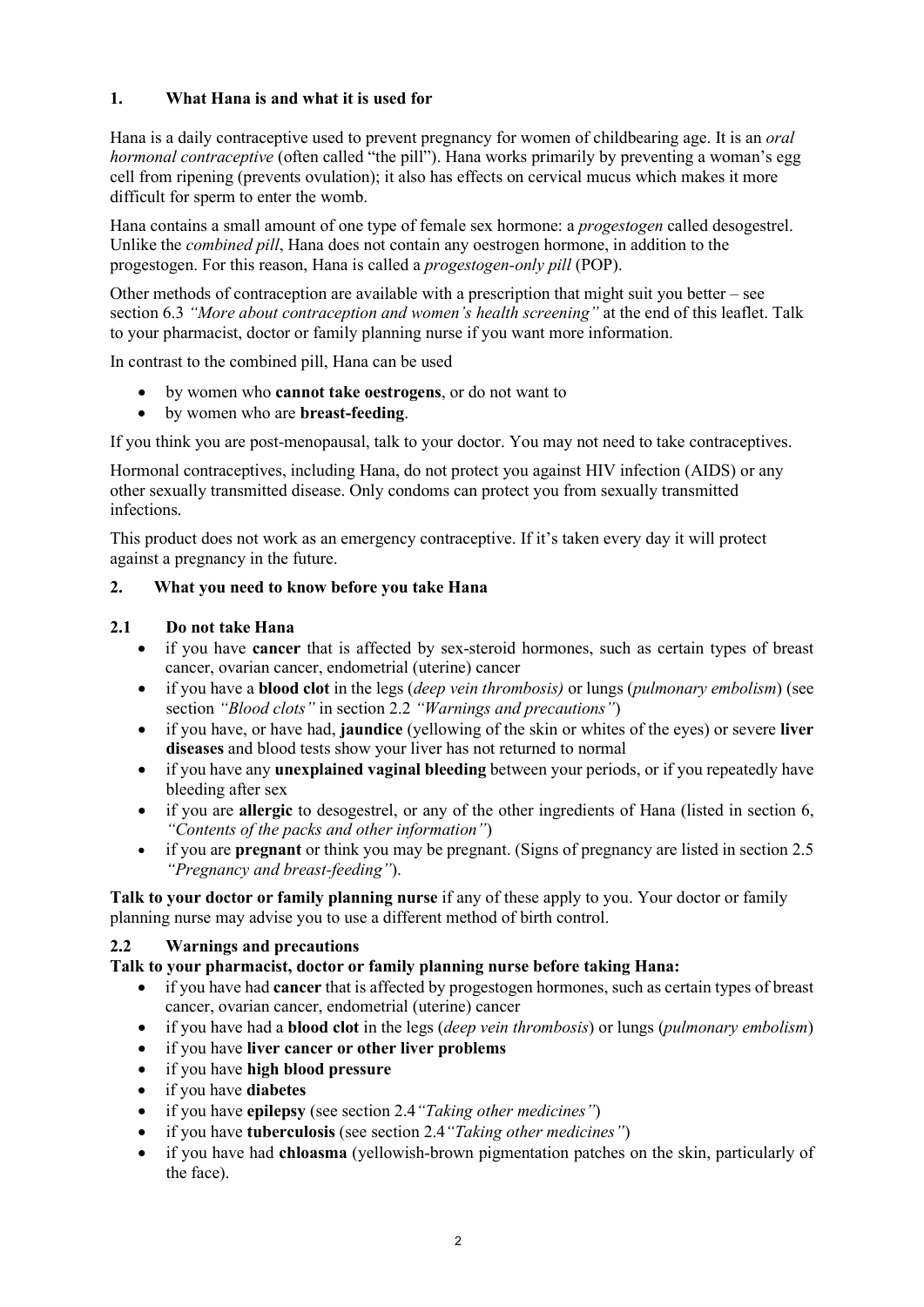## 1. What Hana is and what it is used for

Hana is a daily contraceptive used to prevent pregnancy for women of childbearing age. It is an *oral hormonal contraceptive* (often called "the pill"). Hana works primarily by preventing a woman's egg cell from ripening (prevents ovulation); it also has effects on cervical mucus which makes it more difficult for sperm to enter the womb.

Hana contains a small amount of one type of female sex hormone: a *progestogen* called desogestrel. Unlike the *combined pill*, Hana does not contain any oestrogen hormone, in addition to the progestogen. For this reason, Hana is called a *progestogen-only pill* (POP).

Other methods of contraception are available with a prescription that might suit you better – see section 6.3 *"More about contraception and women's health screening"* at the end of this leaflet. Talk to your pharmacist, doctor or family planning nurse if you want more information.

In contrast to the combined pill, Hana can be used

- by women who **cannot take oestrogens**, or do not want to
- by women who are **breast-feeding**.

If you think you are post-menopausal, talk to your doctor. You may not need to take contraceptives.

Hormonal contraceptives, including Hana, do not protect you against HIV infection (AIDS) or any other sexually transmitted disease. Only condoms can protect you from sexually transmitted infections.

This product does not work as an emergency contraceptive. If it's taken every day it will protect against a pregnancy in the future.

## 2. What you need to know before you take Hana

### 2.1 Do not take Hana

- if you have **cancer** that is affected by sex-steroid hormones, such as certain types of breast cancer, ovarian cancer, endometrial (uterine) cancer
- if you have a **blood clot** in the legs (*deep vein thrombosis)* or lungs (*pulmonary embolism*) (see section *"Blood clots"* in section 2.2 *"Warnings and precautions"*)
- if you have, or have had, **jaundice** (yellowing of the skin or whites of the eyes) or severe **liver diseases** and blood tests show your liver has not returned to normal
- if you have any **unexplained vaginal bleeding** between your periods, or if you repeatedly have bleeding after sex
- if you are **allergic** to desogestrel, or any of the other ingredients of Hana (listed in section 6, *"Contents of the packs and other information"*)
- if you are **pregnant** or think you may be pregnant. (Signs of pregnancy are listed in section 2.5 *"Pregnancy and breast-feeding"*).

**Talk to your doctor or family planning nurse** if any of these apply to you. Your doctor or family planning nurse may advise you to use a different method of birth control.

### 2.2 Warnings and precautions

**Talk to your pharmacist, doctor or family planning nurse before taking Hana:**

- if you have had **cancer** that is affected by progestogen hormones, such as certain types of breast cancer, ovarian cancer, endometrial (uterine) cancer
- if you have had a **blood clot** in the legs (*deep vein thrombosis*) or lungs (*pulmonary embolism*)
- if you have **liver cancer or other liver problems**
- if you have **high blood pressure**
- if you have **diabetes**
- if you have **epilepsy** (see section 2.4 *"Taking other medicines"*)
- if you have **tuberculosis** (see section 2.4 *"Taking other medicines"*)
- if you have had **chloasma** (yellowish-brown pigmentation patches on the skin, particularly of the face).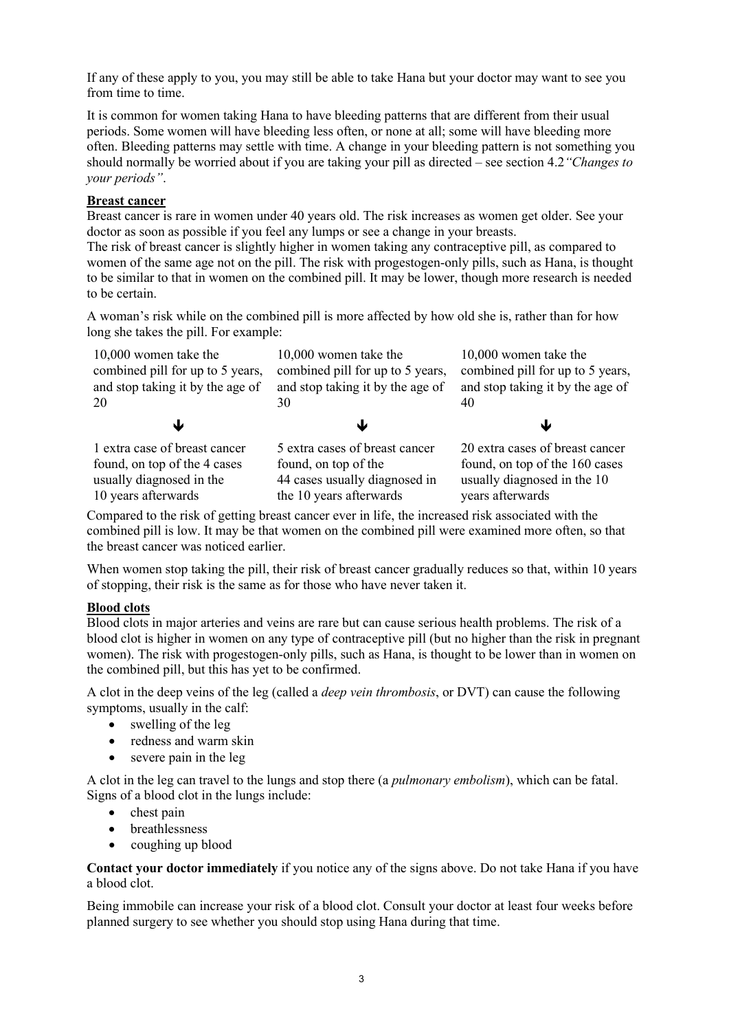If any of these apply to you, you may still be able to take Hana but your doctor may want to see you from time to time.

It is common for women taking Hana to have bleeding patterns that are different from their usual periods. Some women will have bleeding less often, or none at all; some will have bleeding more often. Bleeding patterns may settle with time. A change in your bleeding pattern is not something you should normally be worried about if you are taking your pill as directed – see section 4.2 *"Changes to your periods"*.

**Breast cancer**

Breast cancer is rare in women under 40 years old. The risk increases as women get older. See your doctor as soon as possible if you feel any lumps or see a change in your breasts.

The risk of breast cancer is slightly higher in women taking any contraceptive pill, as compared to women of the same age not on the pill. The risk with progestogen-only pills, such as Hana, is thought to be similar to that in women on the combined pill. It may be lower, though more research is needed to be certain.

A woman's risk while on the combined pill is more affected by how old she is, rather than for how long she takes the pill. For example:

| 10,000 women take the combined pill for up to 5 years, and stop taking it by the age of 20 | 10,000 women take the combined pill for up to 5 years, and stop taking it by the age of 30 | 10,000 women take the combined pill for up to 5 years, and stop taking it by the age of 40 |
|---|---|---|
| ↓ | ↓ | ↓ |
| 1 extra case of breast cancer found, on top of the 4 cases usually diagnosed in the 10 years afterwards | 5 extra cases of breast cancer found, on top of the 44 cases usually diagnosed in the 10 years afterwards | 20 extra cases of breast cancer found, on top of the 160 cases usually diagnosed in the 10 years afterwards |

Compared to the risk of getting breast cancer ever in life, the increased risk associated with the combined pill is low. It may be that women on the combined pill were examined more often, so that the breast cancer was noticed earlier.

When women stop taking the pill, their risk of breast cancer gradually reduces so that, within 10 years of stopping, their risk is the same as for those who have never taken it.

**Blood clots**

Blood clots in major arteries and veins are rare but can cause serious health problems. The risk of a blood clot is higher in women on any type of contraceptive pill (but no higher than the risk in pregnant women). The risk with progestogen-only pills, such as Hana, is thought to be lower than in women on the combined pill, but this has yet to be confirmed.

A clot in the deep veins of the leg (called a *deep vein thrombosis*, or DVT) can cause the following symptoms, usually in the calf:

- swelling of the leg
- redness and warm skin
- severe pain in the leg

A clot in the leg can travel to the lungs and stop there (a *pulmonary embolism*), which can be fatal. Signs of a blood clot in the lungs include:

- chest pain
- breathlessness
- coughing up blood

**Contact your doctor immediately** if you notice any of the signs above. Do not take Hana if you have a blood clot.

Being immobile can increase your risk of a blood clot. Consult your doctor at least four weeks before planned surgery to see whether you should stop using Hana during that time.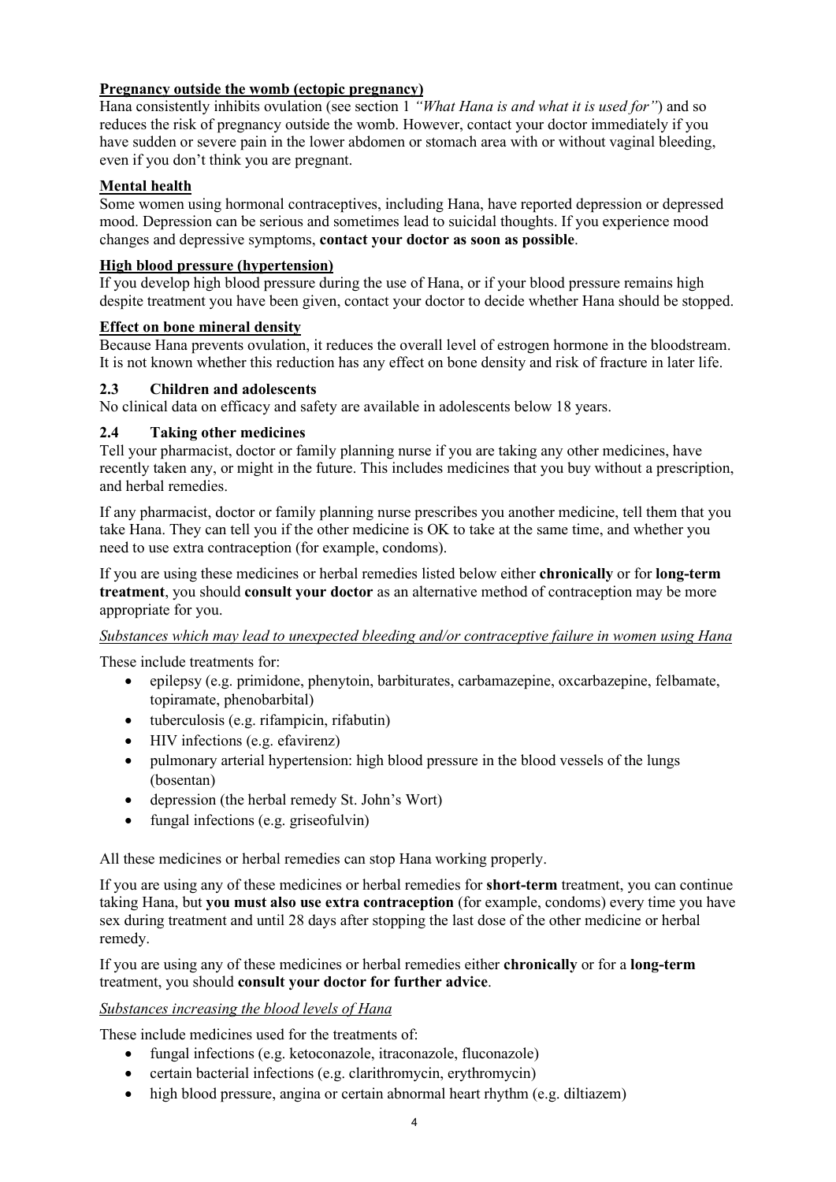**Pregnancy outside the womb (ectopic pregnancy)**

Hana consistently inhibits ovulation (see section 1 *"What Hana is and what it is used for"*) and so reduces the risk of pregnancy outside the womb. However, contact your doctor immediately if you have sudden or severe pain in the lower abdomen or stomach area with or without vaginal bleeding, even if you don't think you are pregnant.

**Mental health**

Some women using hormonal contraceptives, including Hana, have reported depression or depressed mood. Depression can be serious and sometimes lead to suicidal thoughts. If you experience mood changes and depressive symptoms, **contact your doctor as soon as possible**.

**High blood pressure (hypertension)**

If you develop high blood pressure during the use of Hana, or if your blood pressure remains high despite treatment you have been given, contact your doctor to decide whether Hana should be stopped.

**Effect on bone mineral density**

Because Hana prevents ovulation, it reduces the overall level of estrogen hormone in the bloodstream. It is not known whether this reduction has any effect on bone density and risk of fracture in later life.

## 2.3 Children and adolescents

No clinical data on efficacy and safety are available in adolescents below 18 years.

## 2.4 Taking other medicines

Tell your pharmacist, doctor or family planning nurse if you are taking any other medicines, have recently taken any, or might in the future. This includes medicines that you buy without a prescription, and herbal remedies.

If any pharmacist, doctor or family planning nurse prescribes you another medicine, tell them that you take Hana. They can tell you if the other medicine is OK to take at the same time, and whether you need to use extra contraception (for example, condoms).

If you are using these medicines or herbal remedies listed below either **chronically** or for **long-term treatment**, you should **consult your doctor** as an alternative method of contraception may be more appropriate for you.

*Substances which may lead to unexpected bleeding and/or contraceptive failure in women using Hana*

These include treatments for:

- epilepsy (e.g. primidone, phenytoin, barbiturates, carbamazepine, oxcarbazepine, felbamate, topiramate, phenobarbital)
- tuberculosis (e.g. rifampicin, rifabutin)
- HIV infections (e.g. efavirenz)
- pulmonary arterial hypertension: high blood pressure in the blood vessels of the lungs (bosentan)
- depression (the herbal remedy St. John's Wort)
- fungal infections (e.g. griseofulvin)

All these medicines or herbal remedies can stop Hana working properly.

If you are using any of these medicines or herbal remedies for **short-term** treatment, you can continue taking Hana, but **you must also use extra contraception** (for example, condoms) every time you have sex during treatment and until 28 days after stopping the last dose of the other medicine or herbal remedy.

If you are using any of these medicines or herbal remedies either **chronically** or for a **long-term** treatment, you should **consult your doctor for further advice**.

*Substances increasing the blood levels of Hana*

These include medicines used for the treatments of:

- fungal infections (e.g. ketoconazole, itraconazole, fluconazole)
- certain bacterial infections (e.g. clarithromycin, erythromycin)
- high blood pressure, angina or certain abnormal heart rhythm (e.g. diltiazem)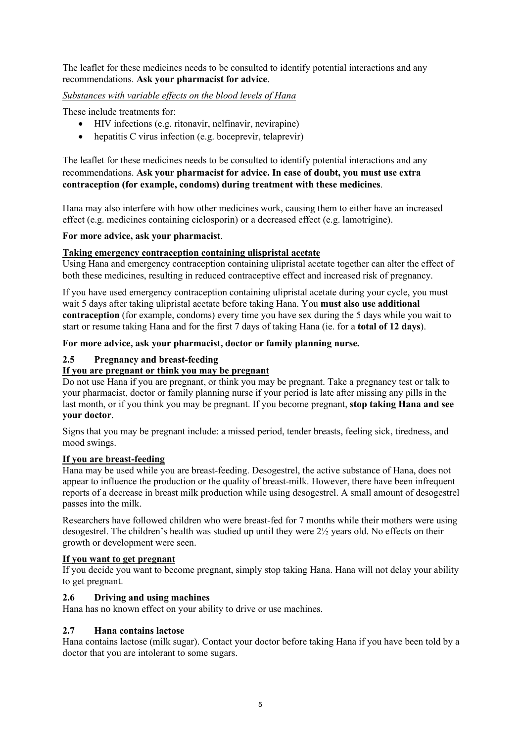The leaflet for these medicines needs to be consulted to identify potential interactions and any recommendations. **Ask your pharmacist for advice**.

*Substances with variable effects on the blood levels of Hana*

These include treatments for:

- HIV infections (e.g. ritonavir, nelfinavir, nevirapine)
- hepatitis C virus infection (e.g. boceprevir, telaprevir)

The leaflet for these medicines needs to be consulted to identify potential interactions and any recommendations. **Ask your pharmacist for advice. In case of doubt, you must use extra contraception (for example, condoms) during treatment with these medicines**.

Hana may also interfere with how other medicines work, causing them to either have an increased effect (e.g. medicines containing ciclosporin) or a decreased effect (e.g. lamotrigine).

**For more advice, ask your pharmacist**.

**Taking emergency contraception containing ulispristal acetate**

Using Hana and emergency contraception containing ulipristal acetate together can alter the effect of both these medicines, resulting in reduced contraceptive effect and increased risk of pregnancy.

If you have used emergency contraception containing ulipristal acetate during your cycle, you must wait 5 days after taking ulipristal acetate before taking Hana. You **must also use additional contraception** (for example, condoms) every time you have sex during the 5 days while you wait to start or resume taking Hana and for the first 7 days of taking Hana (ie. for a **total of 12 days**).

**For more advice, ask your pharmacist, doctor or family planning nurse.**

## 2.5 Pregnancy and breast-feeding

**If you are pregnant or think you may be pregnant**

Do not use Hana if you are pregnant, or think you may be pregnant. Take a pregnancy test or talk to your pharmacist, doctor or family planning nurse if your period is late after missing any pills in the last month, or if you think you may be pregnant. If you become pregnant, **stop taking Hana and see your doctor**.

Signs that you may be pregnant include: a missed period, tender breasts, feeling sick, tiredness, and mood swings.

**If you are breast-feeding**

Hana may be used while you are breast-feeding. Desogestrel, the active substance of Hana, does not appear to influence the production or the quality of breast-milk. However, there have been infrequent reports of a decrease in breast milk production while using desogestrel. A small amount of desogestrel passes into the milk.

Researchers have followed children who were breast-fed for 7 months while their mothers were using desogestrel. The children's health was studied up until they were 2½ years old. No effects on their growth or development were seen.

**If you want to get pregnant**

If you decide you want to become pregnant, simply stop taking Hana. Hana will not delay your ability to get pregnant.

## 2.6 Driving and using machines

Hana has no known effect on your ability to drive or use machines.

## 2.7 Hana contains lactose

Hana contains lactose (milk sugar). Contact your doctor before taking Hana if you have been told by a doctor that you are intolerant to some sugars.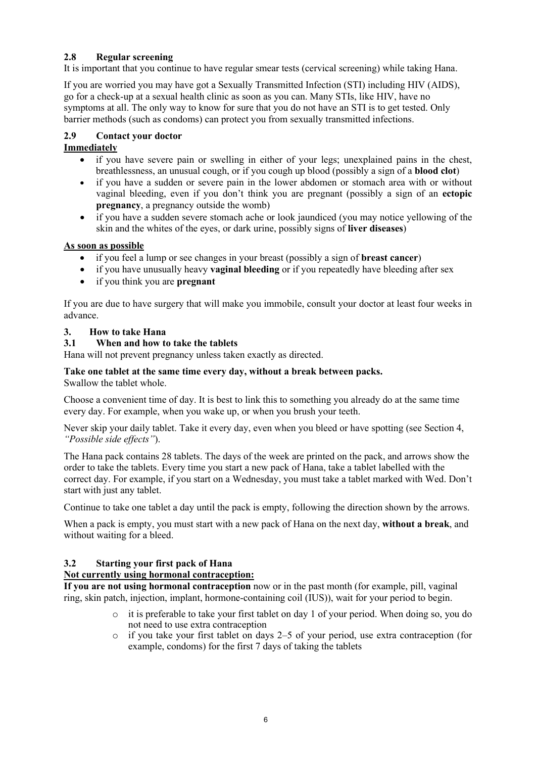## 2.8 Regular screening

It is important that you continue to have regular smear tests (cervical screening) while taking Hana.

If you are worried you may have got a Sexually Transmitted Infection (STI) including HIV (AIDS), go for a check-up at a sexual health clinic as soon as you can. Many STIs, like HIV, have no symptoms at all. The only way to know for sure that you do not have an STI is to get tested. Only barrier methods (such as condoms) can protect you from sexually transmitted infections.

## 2.9 Contact your doctor

**Immediately**

- if you have severe pain or swelling in either of your legs; unexplained pains in the chest, breathlessness, an unusual cough, or if you cough up blood (possibly a sign of a **blood clot**)
- if you have a sudden or severe pain in the lower abdomen or stomach area with or without vaginal bleeding, even if you don't think you are pregnant (possibly a sign of an **ectopic pregnancy**, a pregnancy outside the womb)
- if you have a sudden severe stomach ache or look jaundiced (you may notice yellowing of the skin and the whites of the eyes, or dark urine, possibly signs of **liver diseases**)

**As soon as possible**

- if you feel a lump or see changes in your breast (possibly a sign of **breast cancer**)
- if you have unusually heavy **vaginal bleeding** or if you repeatedly have bleeding after sex
- if you think you are **pregnant**

If you are due to have surgery that will make you immobile, consult your doctor at least four weeks in advance.

# 3. How to take Hana

## 3.1 When and how to take the tablets

Hana will not prevent pregnancy unless taken exactly as directed.

**Take one tablet at the same time every day, without a break between packs.**
Swallow the tablet whole.

Choose a convenient time of day. It is best to link this to something you already do at the same time every day. For example, when you wake up, or when you brush your teeth.

Never skip your daily tablet. Take it every day, even when you bleed or have spotting (see Section 4, *"Possible side effects"*).

The Hana pack contains 28 tablets. The days of the week are printed on the pack, and arrows show the order to take the tablets. Every time you start a new pack of Hana, take a tablet labelled with the correct day. For example, if you start on a Wednesday, you must take a tablet marked with Wed. Don't start with just any tablet.

Continue to take one tablet a day until the pack is empty, following the direction shown by the arrows.

When a pack is empty, you must start with a new pack of Hana on the next day, **without a break**, and without waiting for a bleed.

## 3.2 Starting your first pack of Hana

**Not currently using hormonal contraception:**

**If you are not using hormonal contraception** now or in the past month (for example, pill, vaginal ring, skin patch, injection, implant, hormone-containing coil (IUS)), wait for your period to begin.

- it is preferable to take your first tablet on day 1 of your period. When doing so, you do not need to use extra contraception
- if you take your first tablet on days 2–5 of your period, use extra contraception (for example, condoms) for the first 7 days of taking the tablets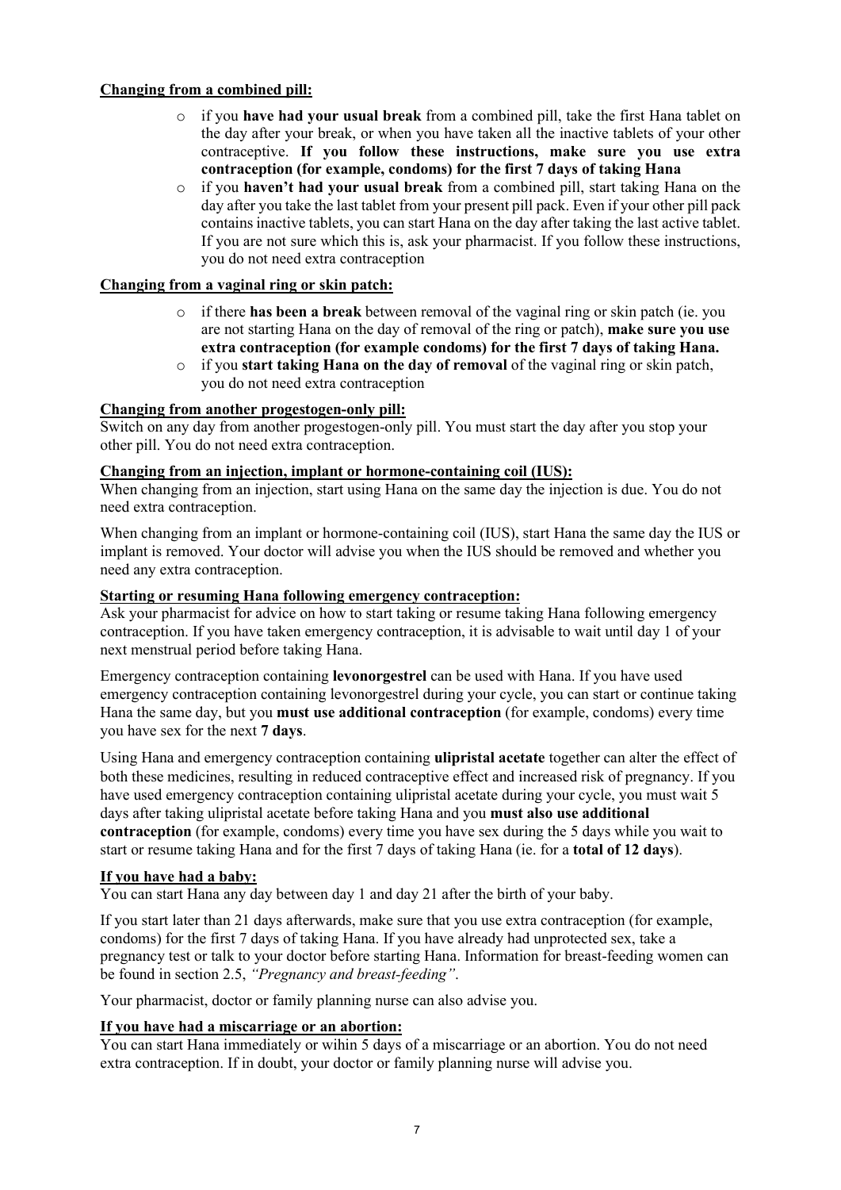**<u>Changing from a combined pill:</u>**

- if you **have had your usual break** from a combined pill, take the first Hana tablet on the day after your break, or when you have taken all the inactive tablets of your other contraceptive. **If you follow these instructions, make sure you use extra contraception (for example, condoms) for the first 7 days of taking Hana**
- if you **haven't had your usual break** from a combined pill, start taking Hana on the day after you take the last tablet from your present pill pack. Even if your other pill pack contains inactive tablets, you can start Hana on the day after taking the last active tablet. If you are not sure which this is, ask your pharmacist. If you follow these instructions, you do not need extra contraception

**<u>Changing from a vaginal ring or skin patch:</u>**

- if there **has been a break** between removal of the vaginal ring or skin patch (ie. you are not starting Hana on the day of removal of the ring or patch), **make sure you use extra contraception (for example condoms) for the first 7 days of taking Hana.**
- if you **start taking Hana on the day of removal** of the vaginal ring or skin patch, you do not need extra contraception

**<u>Changing from another progestogen-only pill:</u>**

Switch on any day from another progestogen-only pill. You must start the day after you stop your other pill. You do not need extra contraception.

**<u>Changing from an injection, implant or hormone-containing coil (IUS):</u>**

When changing from an injection, start using Hana on the same day the injection is due. You do not need extra contraception.

When changing from an implant or hormone-containing coil (IUS), start Hana the same day the IUS or implant is removed. Your doctor will advise you when the IUS should be removed and whether you need any extra contraception.

**<u>Starting or resuming Hana following emergency contraception:</u>**

Ask your pharmacist for advice on how to start taking or resume taking Hana following emergency contraception. If you have taken emergency contraception, it is advisable to wait until day 1 of your next menstrual period before taking Hana.

Emergency contraception containing **levonorgestrel** can be used with Hana. If you have used emergency contraception containing levonorgestrel during your cycle, you can start or continue taking Hana the same day, but you **must use additional contraception** (for example, condoms) every time you have sex for the next **7 days**.

Using Hana and emergency contraception containing **ulipristal acetate** together can alter the effect of both these medicines, resulting in reduced contraceptive effect and increased risk of pregnancy. If you have used emergency contraception containing ulipristal acetate during your cycle, you must wait 5 days after taking ulipristal acetate before taking Hana and you **must also use additional contraception** (for example, condoms) every time you have sex during the 5 days while you wait to start or resume taking Hana and for the first 7 days of taking Hana (ie. for a **total of 12 days**).

**<u>If you have had a baby:</u>**

You can start Hana any day between day 1 and day 21 after the birth of your baby.

If you start later than 21 days afterwards, make sure that you use extra contraception (for example, condoms) for the first 7 days of taking Hana. If you have already had unprotected sex, take a pregnancy test or talk to your doctor before starting Hana. Information for breast-feeding women can be found in section 2.5, *"Pregnancy and breast-feeding"*.

Your pharmacist, doctor or family planning nurse can also advise you.

**<u>If you have had a miscarriage or an abortion:</u>**

You can start Hana immediately or wihin 5 days of a miscarriage or an abortion. You do not need extra contraception. If in doubt, your doctor or family planning nurse will advise you.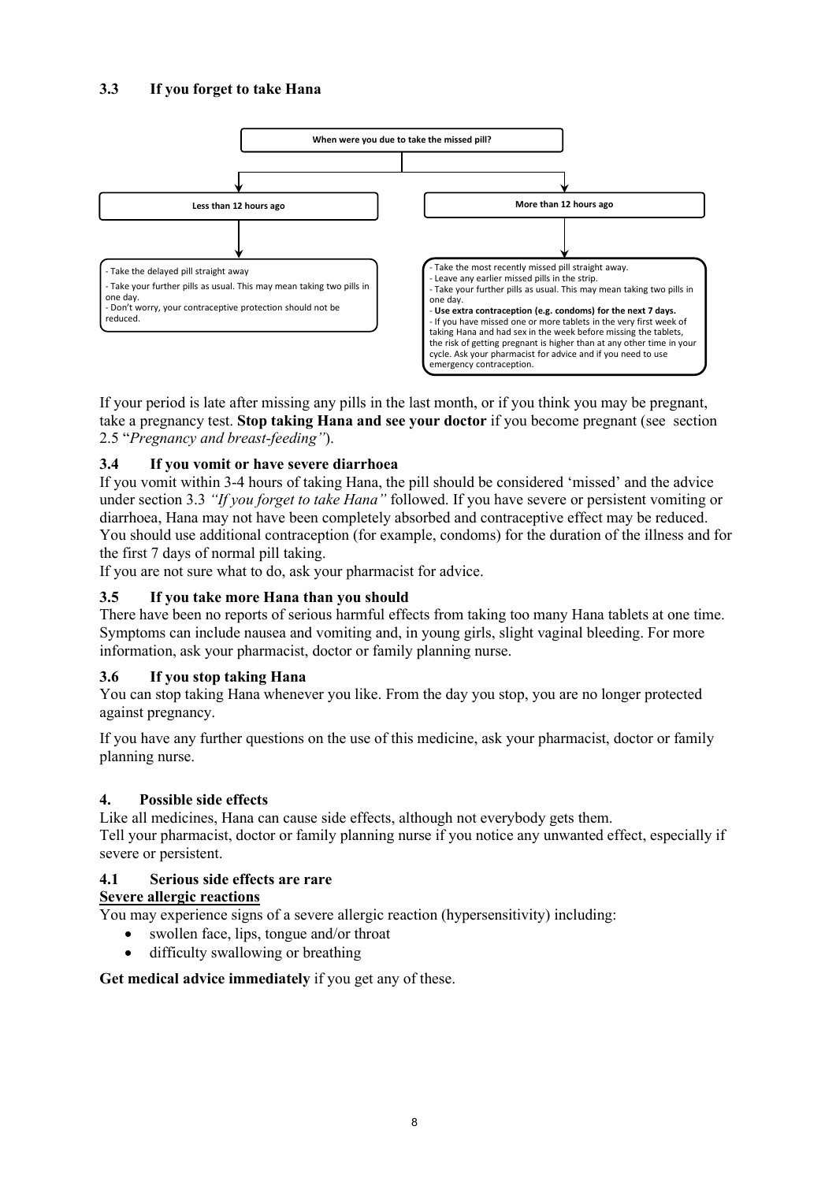### 3.3 If you forget to take Hana

**When were you due to take the missed pill?**

**Less than 12 hours ago**

- Take the delayed pill straight away
- Take your further pills as usual. This may mean taking two pills in one day.
- Don't worry, your contraceptive protection should not be reduced.

**More than 12 hours ago**

- Take the most recently missed pill straight away.
- Leave any earlier missed pills in the strip.
- Take your further pills as usual. This may mean taking two pills in one day.
- **Use extra contraception (e.g. condoms) for the next 7 days.**
- If you have missed one or more tablets in the very first week of taking Hana and had sex in the week before missing the tablets, the risk of getting pregnant is higher than at any other time in your cycle. Ask your pharmacist for advice and if you need to use emergency contraception.

If your period is late after missing any pills in the last month, or if you think you may be pregnant, take a pregnancy test. **Stop taking Hana and see your doctor** if you become pregnant (see section 2.5 "*Pregnancy and breast-feeding"*).

### 3.4 If you vomit or have severe diarrhoea

If you vomit within 3-4 hours of taking Hana, the pill should be considered 'missed' and the advice under section 3.3 *"If you forget to take Hana"* followed. If you have severe or persistent vomiting or diarrhoea, Hana may not have been completely absorbed and contraceptive effect may be reduced. You should use additional contraception (for example, condoms) for the duration of the illness and for the first 7 days of normal pill taking.

If you are not sure what to do, ask your pharmacist for advice.

### 3.5 If you take more Hana than you should

There have been no reports of serious harmful effects from taking too many Hana tablets at one time. Symptoms can include nausea and vomiting and, in young girls, slight vaginal bleeding. For more information, ask your pharmacist, doctor or family planning nurse.

### 3.6 If you stop taking Hana

You can stop taking Hana whenever you like. From the day you stop, you are no longer protected against pregnancy.

If you have any further questions on the use of this medicine, ask your pharmacist, doctor or family planning nurse.

## 4. Possible side effects

Like all medicines, Hana can cause side effects, although not everybody gets them.
Tell your pharmacist, doctor or family planning nurse if you notice any unwanted effect, especially if severe or persistent.

### 4.1 Serious side effects are rare

**Severe allergic reactions**

You may experience signs of a severe allergic reaction (hypersensitivity) including:

- swollen face, lips, tongue and/or throat
- difficulty swallowing or breathing

**Get medical advice immediately** if you get any of these.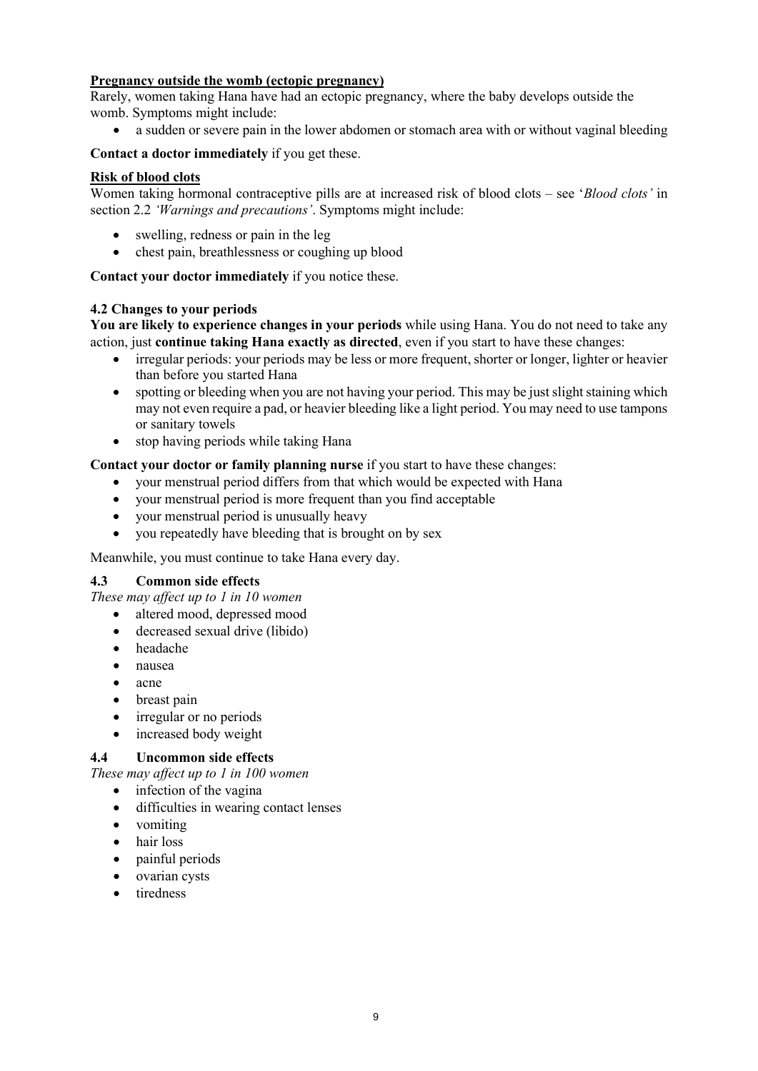**<u>Pregnancy outside the womb (ectopic pregnancy)</u>**

Rarely, women taking Hana have had an ectopic pregnancy, where the baby develops outside the womb. Symptoms might include:

- a sudden or severe pain in the lower abdomen or stomach area with or without vaginal bleeding

**Contact a doctor immediately** if you get these.

**<u>Risk of blood clots</u>**

Women taking hormonal contraceptive pills are at increased risk of blood clots – see '*Blood clots'* in section 2.2 *'Warnings and precautions'*. Symptoms might include:

- swelling, redness or pain in the leg
- chest pain, breathlessness or coughing up blood

**Contact your doctor immediately** if you notice these.

### 4.2 Changes to your periods

**You are likely to experience changes in your periods** while using Hana. You do not need to take any action, just **continue taking Hana exactly as directed**, even if you start to have these changes:

- irregular periods: your periods may be less or more frequent, shorter or longer, lighter or heavier than before you started Hana
- spotting or bleeding when you are not having your period. This may be just slight staining which may not even require a pad, or heavier bleeding like a light period. You may need to use tampons or sanitary towels
- stop having periods while taking Hana

**Contact your doctor or family planning nurse** if you start to have these changes:

- your menstrual period differs from that which would be expected with Hana
- your menstrual period is more frequent than you find acceptable
- your menstrual period is unusually heavy
- you repeatedly have bleeding that is brought on by sex

Meanwhile, you must continue to take Hana every day.

### 4.3 Common side effects

*These may affect up to 1 in 10 women*

- altered mood, depressed mood
- decreased sexual drive (libido)
- headache
- nausea
- acne
- breast pain
- irregular or no periods
- increased body weight

### 4.4 Uncommon side effects

*These may affect up to 1 in 100 women*

- infection of the vagina
- difficulties in wearing contact lenses
- vomiting
- hair loss
- painful periods
- ovarian cysts
- tiredness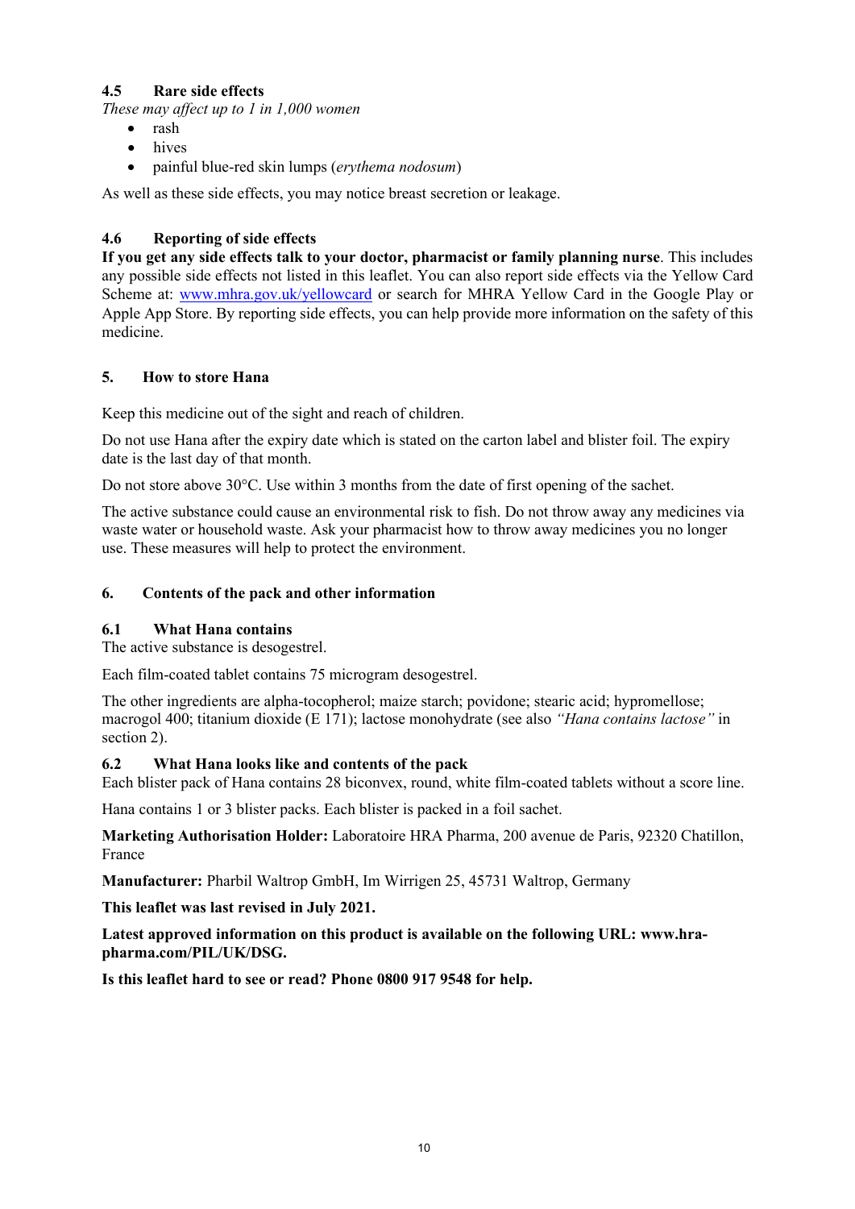### 4.5 Rare side effects

*These may affect up to 1 in 1,000 women*

- rash
- hives
- painful blue-red skin lumps (*erythema nodosum*)

As well as these side effects, you may notice breast secretion or leakage.

### 4.6 Reporting of side effects

**If you get any side effects talk to your doctor, pharmacist or family planning nurse**. This includes any possible side effects not listed in this leaflet. You can also report side effects via the Yellow Card Scheme at: www.mhra.gov.uk/yellowcard or search for MHRA Yellow Card in the Google Play or Apple App Store. By reporting side effects, you can help provide more information on the safety of this medicine.

## 5. How to store Hana

Keep this medicine out of the sight and reach of children.

Do not use Hana after the expiry date which is stated on the carton label and blister foil. The expiry date is the last day of that month.

Do not store above 30°C. Use within 3 months from the date of first opening of the sachet.

The active substance could cause an environmental risk to fish. Do not throw away any medicines via waste water or household waste. Ask your pharmacist how to throw away medicines you no longer use. These measures will help to protect the environment.

## 6. Contents of the pack and other information

### 6.1 What Hana contains

The active substance is desogestrel.

Each film-coated tablet contains 75 microgram desogestrel.

The other ingredients are alpha-tocopherol; maize starch; povidone; stearic acid; hypromellose; macrogol 400; titanium dioxide (E 171); lactose monohydrate (see also *"Hana contains lactose"* in section 2).

### 6.2 What Hana looks like and contents of the pack

Each blister pack of Hana contains 28 biconvex, round, white film-coated tablets without a score line.

Hana contains 1 or 3 blister packs. Each blister is packed in a foil sachet.

**Marketing Authorisation Holder:** Laboratoire HRA Pharma, 200 avenue de Paris, 92320 Chatillon, France

**Manufacturer:** Pharbil Waltrop GmbH, Im Wirrigen 25, 45731 Waltrop, Germany

**This leaflet was last revised in July 2021.**

**Latest approved information on this product is available on the following URL: www.hra-pharma.com/PIL/UK/DSG.**

**Is this leaflet hard to see or read? Phone 0800 917 9548 for help.**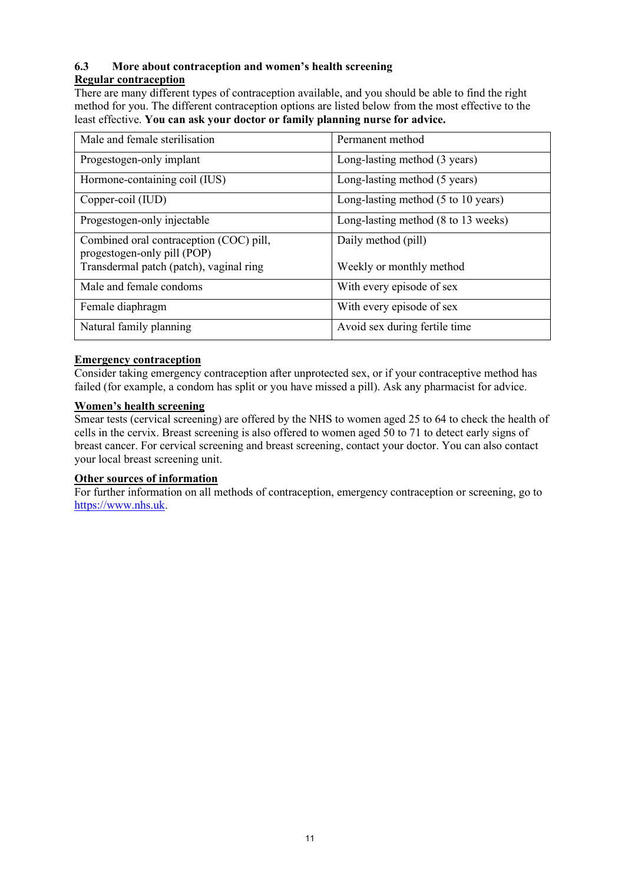### 6.3 More about contraception and women's health screening

**Regular contraception**

There are many different types of contraception available, and you should be able to find the right method for you. The different contraception options are listed below from the most effective to the least effective. **You can ask your doctor or family planning nurse for advice.**

| | |
|---|---|
| Male and female sterilisation | Permanent method |
| Progestogen-only implant | Long-lasting method (3 years) |
| Hormone-containing coil (IUS) | Long-lasting method (5 years) |
| Copper-coil (IUD) | Long-lasting method (5 to 10 years) |
| Progestogen-only injectable | Long-lasting method (8 to 13 weeks) |
| Combined oral contraception (COC) pill, progestogen-only pill (POP)<br>Transdermal patch (patch), vaginal ring | Daily method (pill)<br><br>Weekly or monthly method |
| Male and female condoms | With every episode of sex |
| Female diaphragm | With every episode of sex |
| Natural family planning | Avoid sex during fertile time |

**Emergency contraception**

Consider taking emergency contraception after unprotected sex, or if your contraceptive method has failed (for example, a condom has split or you have missed a pill). Ask any pharmacist for advice.

**Women's health screening**

Smear tests (cervical screening) are offered by the NHS to women aged 25 to 64 to check the health of cells in the cervix. Breast screening is also offered to women aged 50 to 71 to detect early signs of breast cancer. For cervical screening and breast screening, contact your doctor. You can also contact your local breast screening unit.

**Other sources of information**

For further information on all methods of contraception, emergency contraception or screening, go to [https://www.nhs.uk](https://www.nhs.uk).